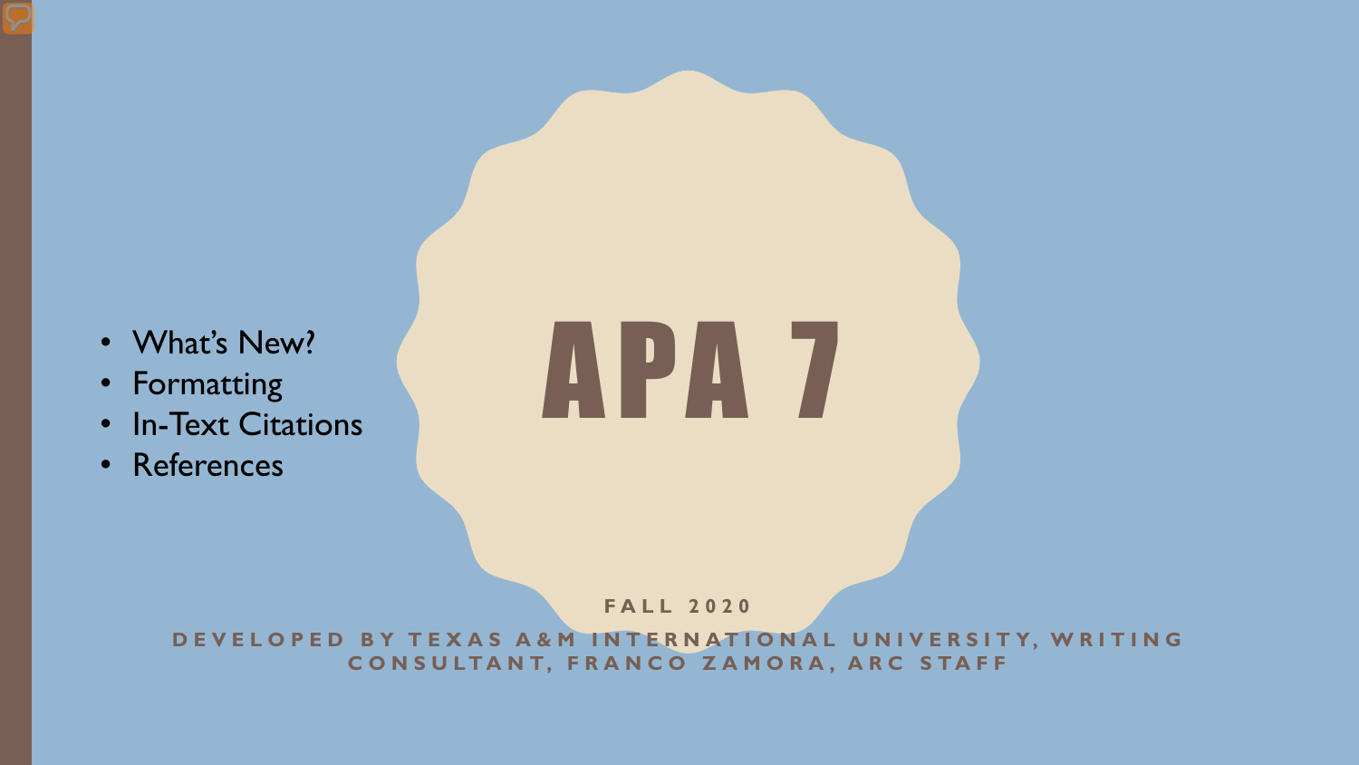# APA 7

- What's New?
- Formatting
- In-Text Citations
- References

**FALL 2020**

**DEVELOPED BY TEXAS A&M INTERNATIONAL UNIVERSITY, WRITING CONSULTANT, FRANCO ZAMORA, ARC STAFF**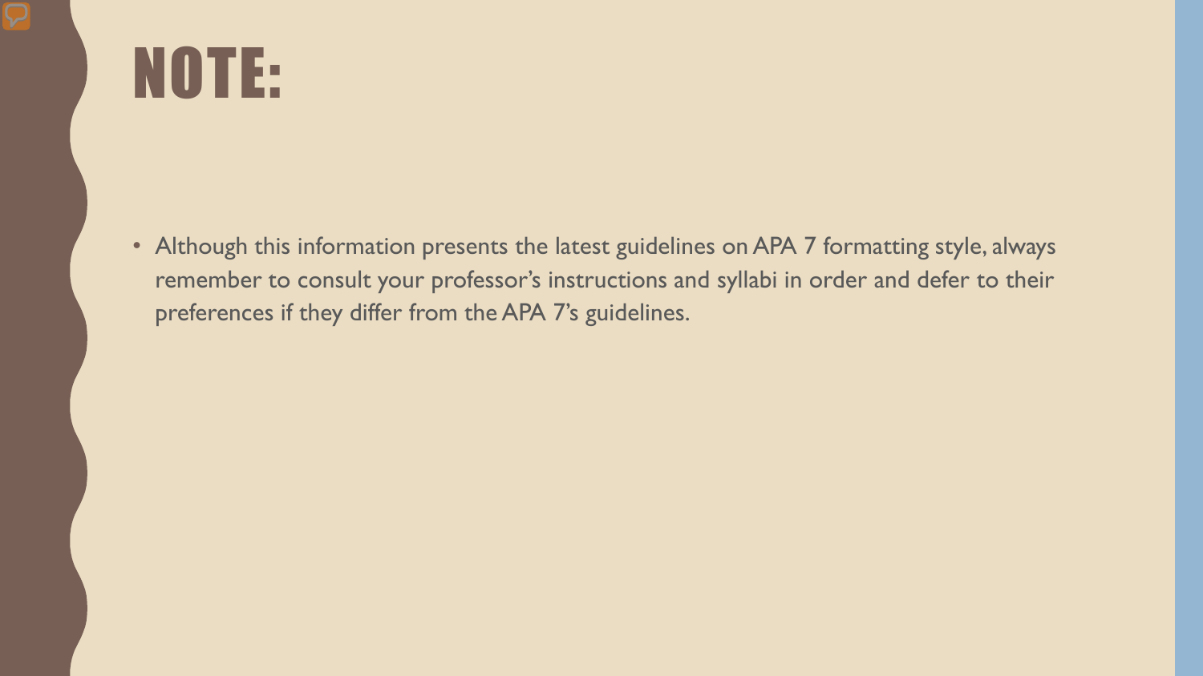# NOTE:

- Although this information presents the latest guidelines on APA 7 formatting style, always remember to consult your professor's instructions and syllabi in order and defer to their preferences if they differ from the APA 7's guidelines.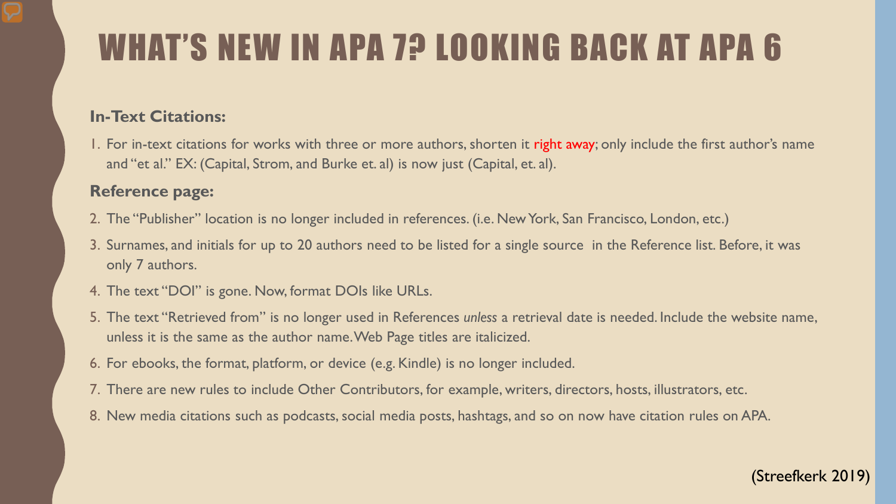# WHAT'S NEW IN APA 7? LOOKING BACK AT APA 6

**In-Text Citations:**

1. For in-text citations for works with three or more authors, shorten it right away; only include the first author's name and "et al." EX: (Capital, Strom, and Burke et. al) is now just (Capital, et. al).

**Reference page:**

2. The "Publisher" location is no longer included in references. (i.e. New York, San Francisco, London, etc.)
3. Surnames, and initials for up to 20 authors need to be listed for a single source in the Reference list. Before, it was only 7 authors.
4. The text "DOI" is gone. Now, format DOIs like URLs.
5. The text "Retrieved from" is no longer used in References *unless* a retrieval date is needed. Include the website name, unless it is the same as the author name. Web Page titles are italicized.
6. For ebooks, the format, platform, or device (e.g. Kindle) is no longer included.
7. There are new rules to include Other Contributors, for example, writers, directors, hosts, illustrators, etc.
8. New media citations such as podcasts, social media posts, hashtags, and so on now have citation rules on APA.

(Streefkerk 2019)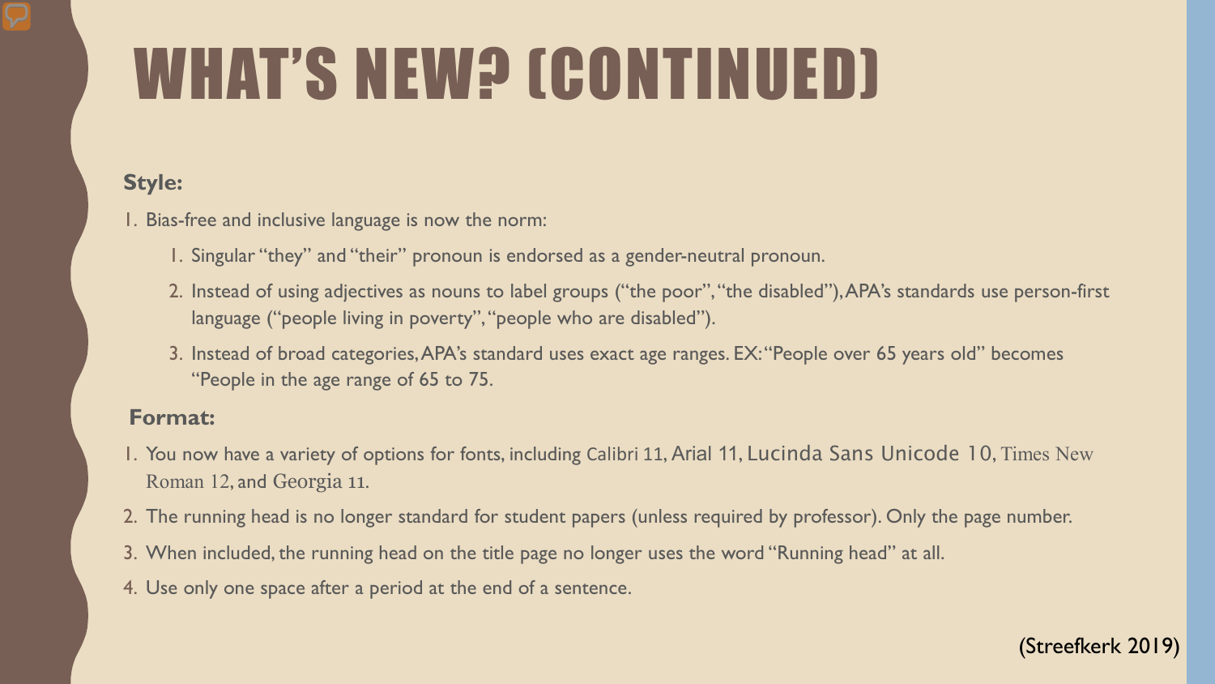# WHAT'S NEW? (CONTINUED)

**Style:**

1. Bias-free and inclusive language is now the norm:
   1. Singular "they" and "their" pronoun is endorsed as a gender-neutral pronoun.
   2. Instead of using adjectives as nouns to label groups ("the poor", "the disabled"), APA's standards use person-first language ("people living in poverty", "people who are disabled").
   3. Instead of broad categories, APA's standard uses exact age ranges. EX: "People over 65 years old" becomes "People in the age range of 65 to 75.

**Format:**

1. You now have a variety of options for fonts, including Calibri 11, Arial 11, Lucinda Sans Unicode 10, Times New Roman 12, and Georgia 11.
2. The running head is no longer standard for student papers (unless required by professor). Only the page number.
3. When included, the running head on the title page no longer uses the word "Running head" at all.
4. Use only one space after a period at the end of a sentence.

(Streefkerk 2019)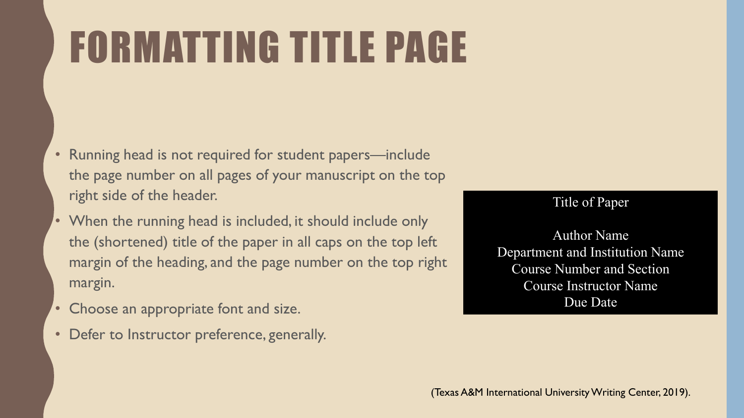# FORMATTING TITLE PAGE

- Running head is not required for student papers—include the page number on all pages of your manuscript on the top right side of the header.
- When the running head is included, it should include only the (shortened) title of the paper in all caps on the top left margin of the heading, and the page number on the top right margin.
- Choose an appropriate font and size.
- Defer to Instructor preference, generally.

Title of Paper

Author Name
Department and Institution Name
Course Number and Section
Course Instructor Name
Due Date

(Texas A&M International University Writing Center, 2019).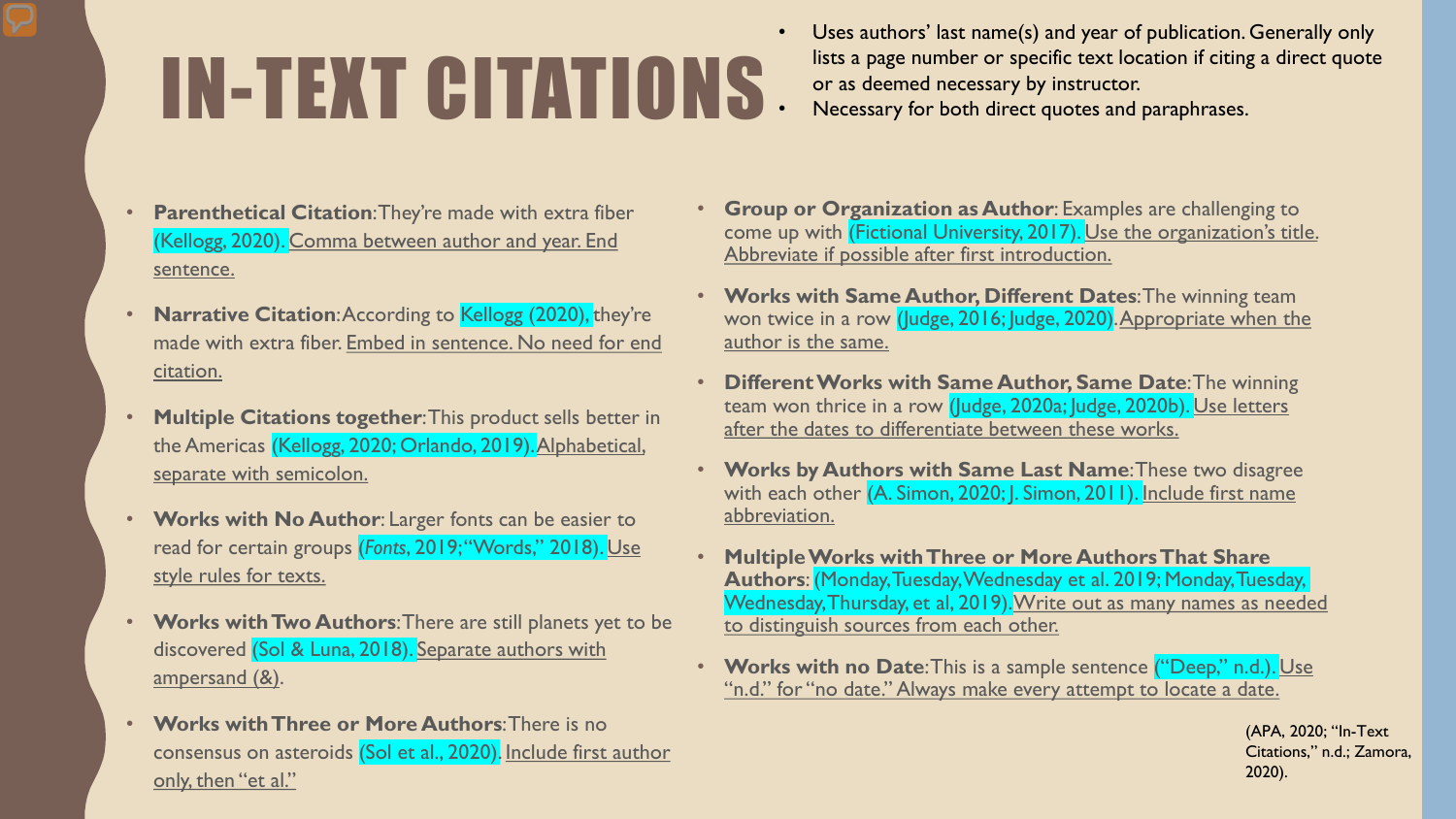# IN-TEXT CITATIONS

- Uses authors' last name(s) and year of publication. Generally only lists a page number or specific text location if citing a direct quote or as deemed necessary by instructor.
- Necessary for both direct quotes and paraphrases.

- **Parenthetical Citation**: They're made with extra fiber (Kellogg, 2020). Comma between author and year. End sentence.
- **Narrative Citation**: According to Kellogg (2020), they're made with extra fiber. Embed in sentence. No need for end citation.
- **Multiple Citations together**: This product sells better in the Americas (Kellogg, 2020; Orlando, 2019). Alphabetical, separate with semicolon.
- **Works with No Author**: Larger fonts can be easier to read for certain groups (*Fonts*, 2019; "Words," 2018). Use style rules for texts.
- **Works with Two Authors**: There are still planets yet to be discovered (Sol & Luna, 2018). Separate authors with ampersand (&).
- **Works with Three or More Authors**: There is no consensus on asteroids (Sol et al., 2020). Include first author only, then "et al."
- **Group or Organization as Author**: Examples are challenging to come up with (Fictional University, 2017). Use the organization's title. Abbreviate if possible after first introduction.
- **Works with Same Author, Different Dates**: The winning team won twice in a row (Judge, 2016; Judge, 2020). Appropriate when the author is the same.
- **Different Works with Same Author, Same Date**: The winning team won thrice in a row (Judge, 2020a; Judge, 2020b). Use letters after the dates to differentiate between these works.
- **Works by Authors with Same Last Name**: These two disagree with each other (A. Simon, 2020; J. Simon, 2011). Include first name abbreviation.
- **Multiple Works with Three or More Authors That Share Authors**: (Monday, Tuesday, Wednesday et al. 2019; Monday, Tuesday, Wednesday, Thursday, et al, 2019). Write out as many names as needed to distinguish sources from each other.
- **Works with no Date**: This is a sample sentence ("Deep," n.d.). Use "n.d." for "no date." Always make every attempt to locate a date.

(APA, 2020; "In-Text Citations," n.d.; Zamora, 2020).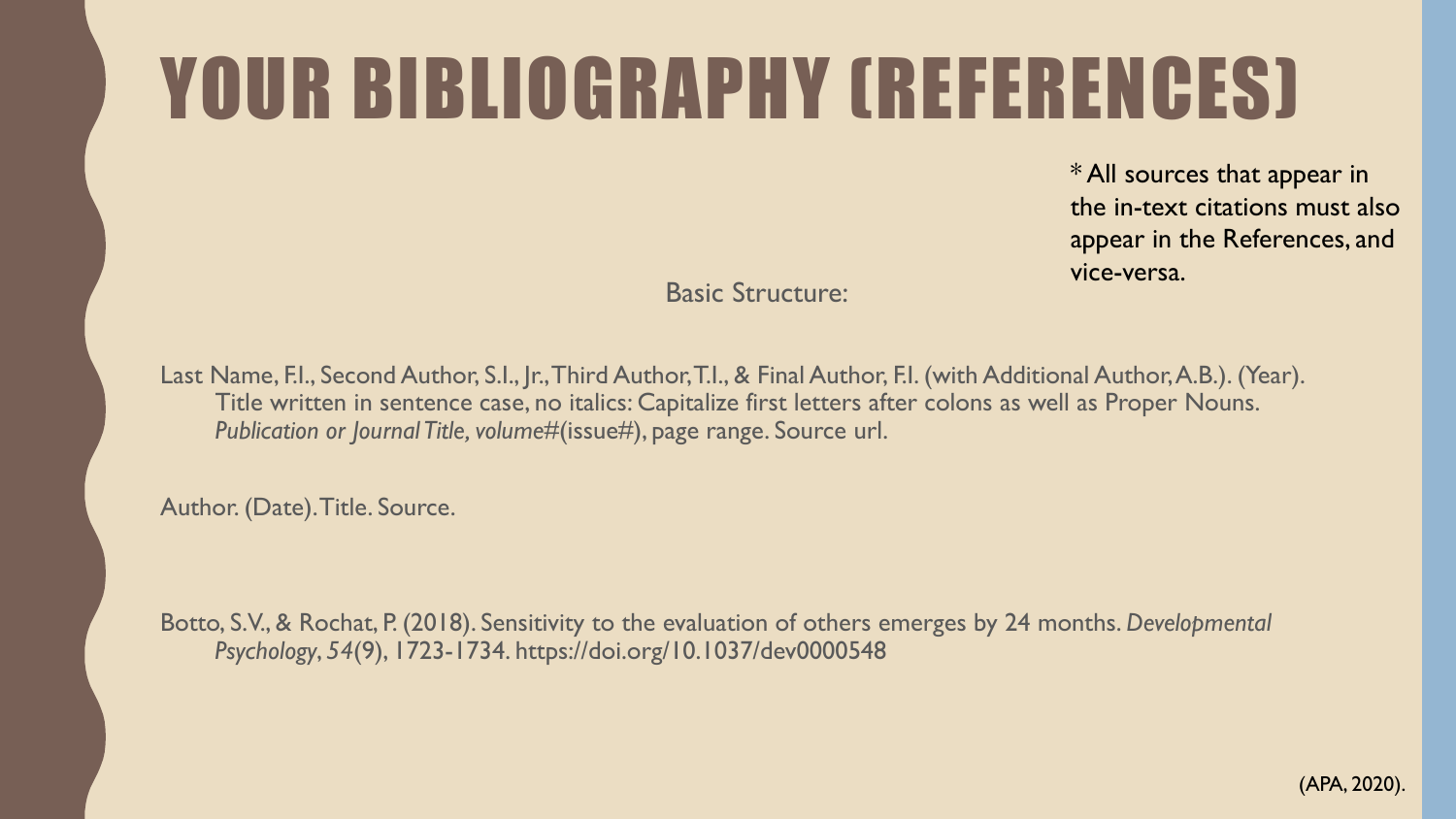# YOUR BIBLIOGRAPHY (REFERENCES)

* All sources that appear in the in-text citations must also appear in the References, and vice-versa.

Basic Structure:

Last Name, F.I., Second Author, S.I., Jr., Third Author, T.I., & Final Author, F.I. (with Additional Author, A.B.). (Year). Title written in sentence case, no italics: Capitalize first letters after colons as well as Proper Nouns. *Publication or Journal Title, volume#*(issue#), page range. Source url.

Author. (Date). Title. Source.

Botto, S.V., & Rochat, P. (2018). Sensitivity to the evaluation of others emerges by 24 months. *Developmental Psychology*, *54*(9), 1723-1734. https://doi.org/10.1037/dev0000548

(APA, 2020).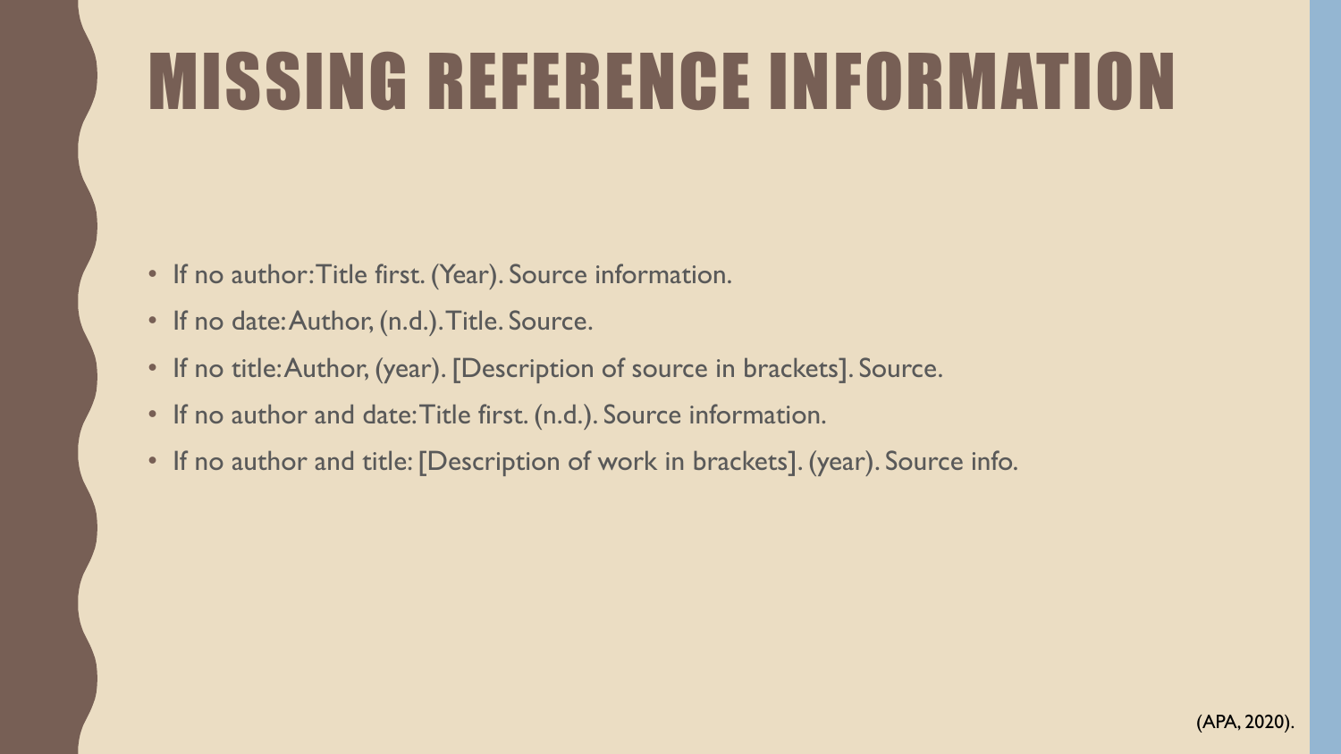# MISSING REFERENCE INFORMATION

- If no author: Title first. (Year). Source information.
- If no date: Author, (n.d.). Title. Source.
- If no title: Author, (year). [Description of source in brackets]. Source.
- If no author and date: Title first. (n.d.). Source information.
- If no author and title: [Description of work in brackets]. (year). Source info.

(APA, 2020).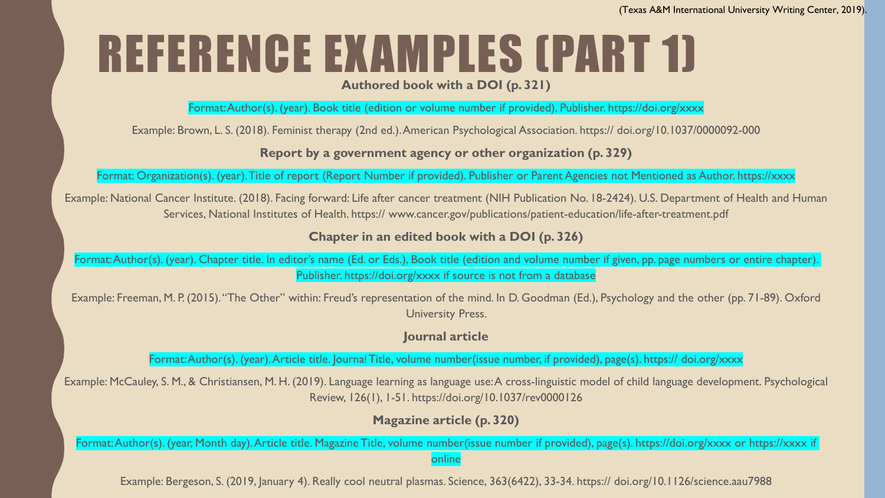(Texas A&M International University Writing Center, 2019).

# REFERENCE EXAMPLES (PART 1)

**Authored book with a DOI (p. 321)**

Format: Author(s). (year). Book title (edition or volume number if provided). Publisher. https://doi.org/xxxx

Example: Brown, L. S. (2018). Feminist therapy (2nd ed.). American Psychological Association. https:// doi.org/10.1037/0000092-000

**Report by a government agency or other organization (p. 329)**

Format: Organization(s). (year). Title of report (Report Number if provided). Publisher or Parent Agencies not Mentioned as Author. https://xxxx

Example: National Cancer Institute. (2018). Facing forward: Life after cancer treatment (NIH Publication No. 18-2424). U.S. Department of Health and Human Services, National Institutes of Health. https:// www.cancer.gov/publications/patient-education/life-after-treatment.pdf

**Chapter in an edited book with a DOI (p. 326)**

Format: Author(s). (year). Chapter title. In editor's name (Ed. or Eds.), Book title (edition and volume number if given, pp. page numbers or entire chapter). Publisher. https://doi.org/xxxx if source is not from a database

Example: Freeman, M. P. (2015). "The Other" within: Freud's representation of the mind. In D. Goodman (Ed.), Psychology and the other (pp. 71-89). Oxford University Press.

**Journal article**

Format: Author(s). (year). Article title. Journal Title, volume number(issue number, if provided), page(s). https:// doi.org/xxxx

Example: McCauley, S. M., & Christiansen, M. H. (2019). Language learning as language use: A cross-linguistic model of child language development. Psychological Review, 126(1), 1-51. https://doi.org/10.1037/rev0000126

**Magazine article (p. 320)**

Format: Author(s). (year, Month day). Article title. Magazine Title, volume number(issue number if provided), page(s). https://doi.org/xxxx or https://xxxx if online

Example: Bergeson, S. (2019, January 4). Really cool neutral plasmas. Science, 363(6422), 33-34. https:// doi.org/10.1126/science.aau7988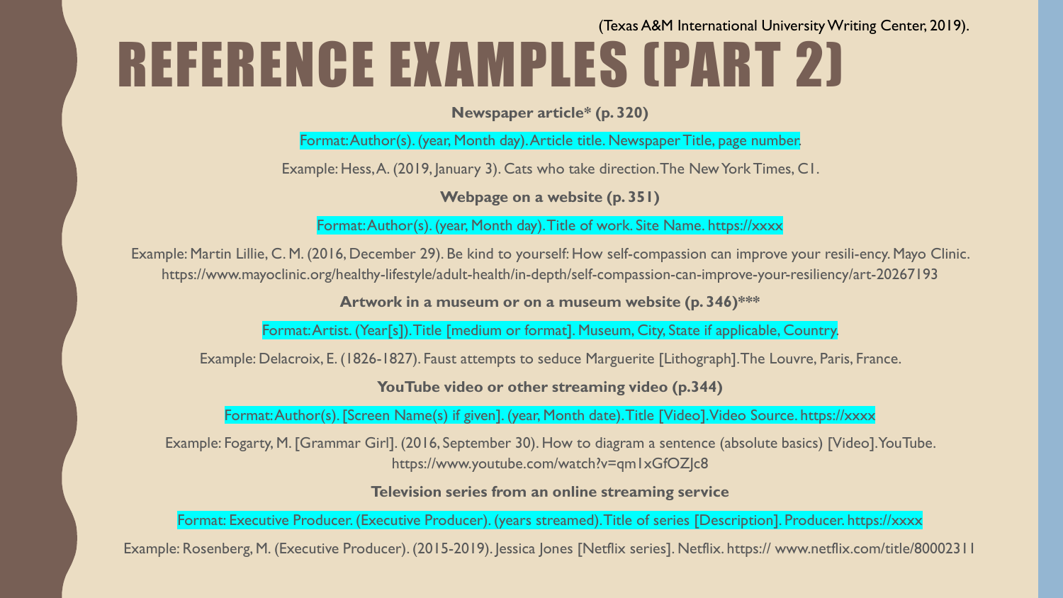(Texas A&M International University Writing Center, 2019).

# REFERENCE EXAMPLES (PART 2)

**Newspaper article* (p. 320)**

Format: Author(s). (year, Month day). Article title. Newspaper Title, page number.

Example: Hess, A. (2019, January 3). Cats who take direction. The New York Times, C1.

**Webpage on a website (p. 351)**

Format: Author(s). (year, Month day). Title of work. Site Name. https://xxxx

Example: Martin Lillie, C. M. (2016, December 29). Be kind to yourself: How self-compassion can improve your resili-ency. Mayo Clinic. https://www.mayoclinic.org/healthy-lifestyle/adult-health/in-depth/self-compassion-can-improve-your-resiliency/art-20267193

**Artwork in a museum or on a museum website (p. 346)*****

Format: Artist. (Year[s]). Title [medium or format]. Museum, City, State if applicable, Country.

Example: Delacroix, E. (1826-1827). Faust attempts to seduce Marguerite [Lithograph]. The Louvre, Paris, France.

**YouTube video or other streaming video (p.344)**

Format: Author(s). [Screen Name(s) if given]. (year, Month date). Title [Video]. Video Source. https://xxxx

Example: Fogarty, M. [Grammar Girl]. (2016, September 30). How to diagram a sentence (absolute basics) [Video]. YouTube. https://www.youtube.com/watch?v=qm1xGfOZJc8

**Television series from an online streaming service**

Format: Executive Producer. (Executive Producer). (years streamed). Title of series [Description]. Producer. https://xxxx

Example: Rosenberg, M. (Executive Producer). (2015-2019). Jessica Jones [Netflix series]. Netflix. https:// www.netflix.com/title/80002311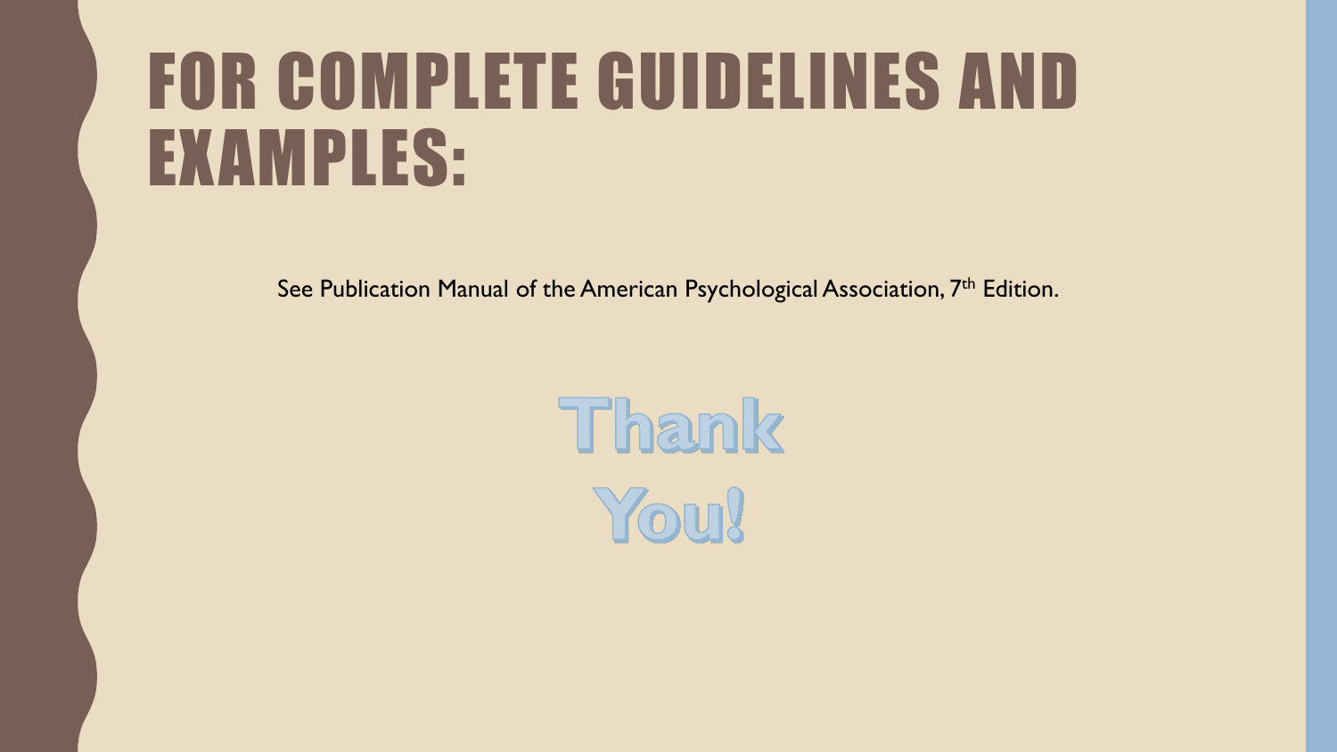# FOR COMPLETE GUIDELINES AND EXAMPLES:

See Publication Manual of the American Psychological Association, 7th Edition.

Thank You!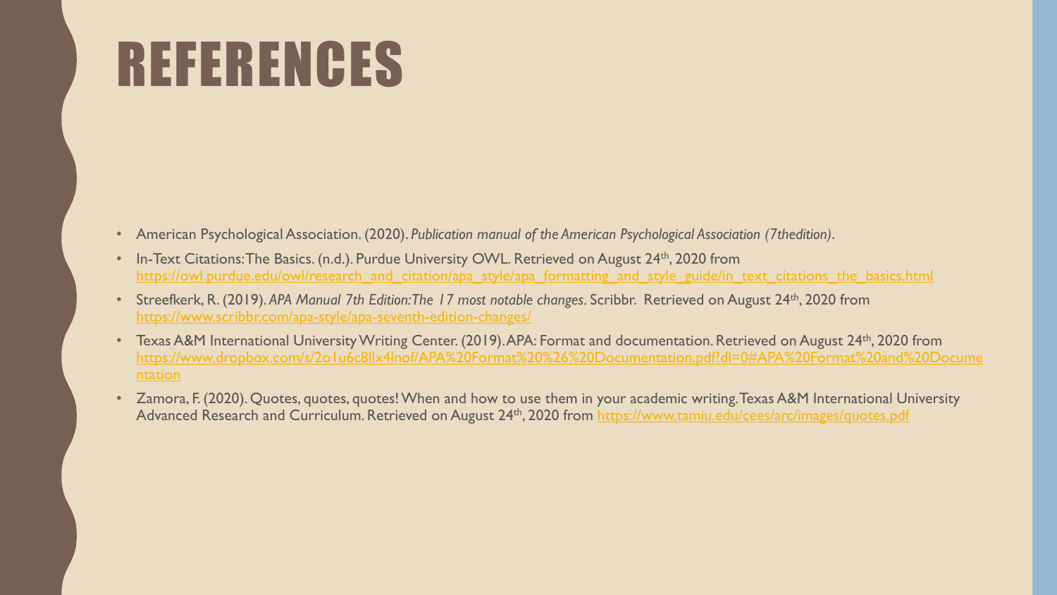# REFERENCES

- American Psychological Association. (2020). *Publication manual of the American Psychological Association (7thedition)*.
- In-Text Citations: The Basics. (n.d.). Purdue University OWL. Retrieved on August 24th, 2020 from https://owl.purdue.edu/owl/research_and_citation/apa_style/apa_formatting_and_style_guide/in_text_citations_the_basics.html
- Streefkerk, R. (2019). *APA Manual 7th Edition: The 17 most notable changes*. Scribbr. Retrieved on August 24th, 2020 from https://www.scribbr.com/apa-style/apa-seventh-edition-changes/
- Texas A&M International University Writing Center. (2019). APA: Format and documentation. Retrieved on August 24th, 2020 from https://www.dropbox.com/s/2o1u6c8llx4lnof/APA%20Format%20%26%20Documentation.pdf?dl=0#APA%20Format%20and%20Documentation
- Zamora, F. (2020). Quotes, quotes, quotes! When and how to use them in your academic writing. Texas A&M International University Advanced Research and Curriculum. Retrieved on August 24th, 2020 from https://www.tamiu.edu/cees/arc/images/quotes.pdf